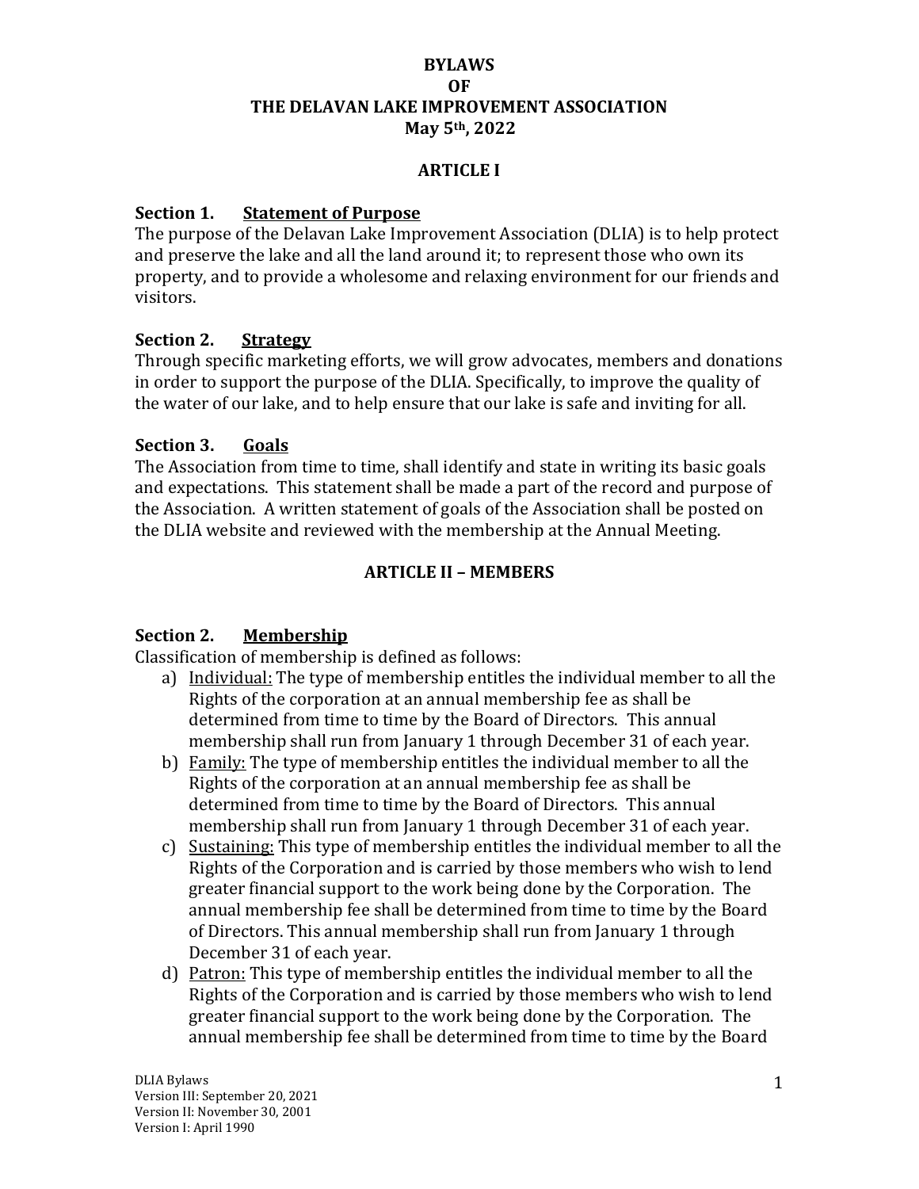# BYLAWS
# OF
# THE DELAVAN LAKE IMPROVEMENT ASSOCIATION
# May 5th, 2022

## ARTICLE I

### Section 1. Statement of Purpose

The purpose of the Delavan Lake Improvement Association (DLIA) is to help protect and preserve the lake and all the land around it; to represent those who own its property, and to provide a wholesome and relaxing environment for our friends and visitors.

### Section 2. Strategy

Through specific marketing efforts, we will grow advocates, members and donations in order to support the purpose of the DLIA. Specifically, to improve the quality of the water of our lake, and to help ensure that our lake is safe and inviting for all.

### Section 3. Goals

The Association from time to time, shall identify and state in writing its basic goals and expectations. This statement shall be made a part of the record and purpose of the Association. A written statement of goals of the Association shall be posted on the DLIA website and reviewed with the membership at the Annual Meeting.

## ARTICLE II – MEMBERS

### Section 2. Membership

Classification of membership is defined as follows:

a) Individual: The type of membership entitles the individual member to all the Rights of the corporation at an annual membership fee as shall be determined from time to time by the Board of Directors. This annual membership shall run from January 1 through December 31 of each year.

b) Family: The type of membership entitles the individual member to all the Rights of the corporation at an annual membership fee as shall be determined from time to time by the Board of Directors. This annual membership shall run from January 1 through December 31 of each year.

c) Sustaining: This type of membership entitles the individual member to all the Rights of the Corporation and is carried by those members who wish to lend greater financial support to the work being done by the Corporation. The annual membership fee shall be determined from time to time by the Board of Directors. This annual membership shall run from January 1 through December 31 of each year.

d) Patron: This type of membership entitles the individual member to all the Rights of the Corporation and is carried by those members who wish to lend greater financial support to the work being done by the Corporation. The annual membership fee shall be determined from time to time by the Board

DLIA Bylaws
Version III: September 20, 2021
Version II: November 30, 2001
Version I: April 1990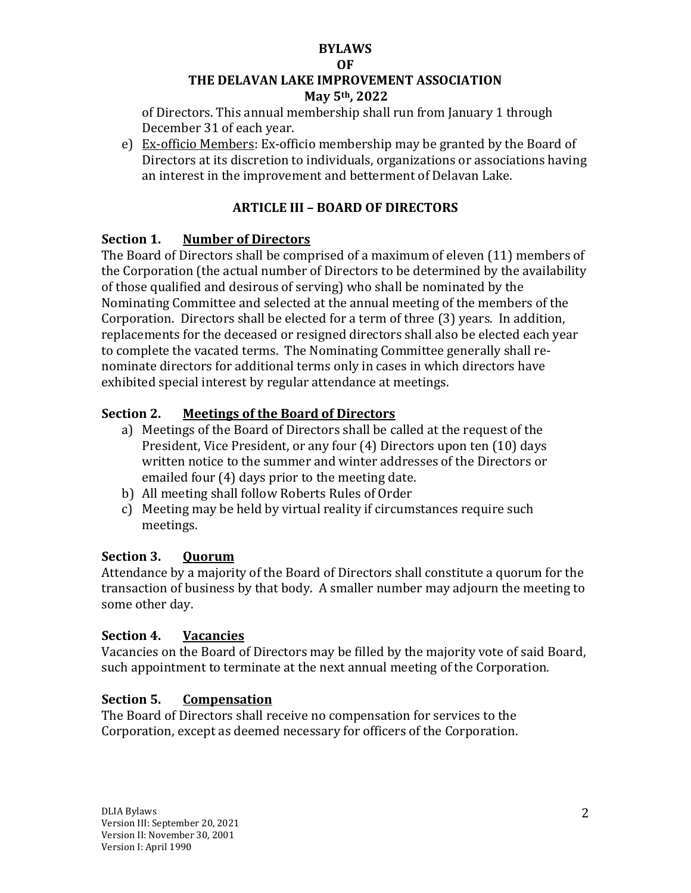of Directors. This annual membership shall run from January 1 through December 31 of each year.

e) Ex-officio Members: Ex-officio membership may be granted by the Board of Directors at its discretion to individuals, organizations or associations having an interest in the improvement and betterment of Delavan Lake.

## ARTICLE III – BOARD OF DIRECTORS

### Section 1. Number of Directors

The Board of Directors shall be comprised of a maximum of eleven (11) members of the Corporation (the actual number of Directors to be determined by the availability of those qualified and desirous of serving) who shall be nominated by the Nominating Committee and selected at the annual meeting of the members of the Corporation. Directors shall be elected for a term of three (3) years. In addition, replacements for the deceased or resigned directors shall also be elected each year to complete the vacated terms. The Nominating Committee generally shall re-nominate directors for additional terms only in cases in which directors have exhibited special interest by regular attendance at meetings.

### Section 2. Meetings of the Board of Directors

a) Meetings of the Board of Directors shall be called at the request of the President, Vice President, or any four (4) Directors upon ten (10) days written notice to the summer and winter addresses of the Directors or emailed four (4) days prior to the meeting date.
b) All meeting shall follow Roberts Rules of Order
c) Meeting may be held by virtual reality if circumstances require such meetings.

### Section 3. Quorum

Attendance by a majority of the Board of Directors shall constitute a quorum for the transaction of business by that body. A smaller number may adjourn the meeting to some other day.

### Section 4. Vacancies

Vacancies on the Board of Directors may be filled by the majority vote of said Board, such appointment to terminate at the next annual meeting of the Corporation.

### Section 5. Compensation

The Board of Directors shall receive no compensation for services to the Corporation, except as deemed necessary for officers of the Corporation.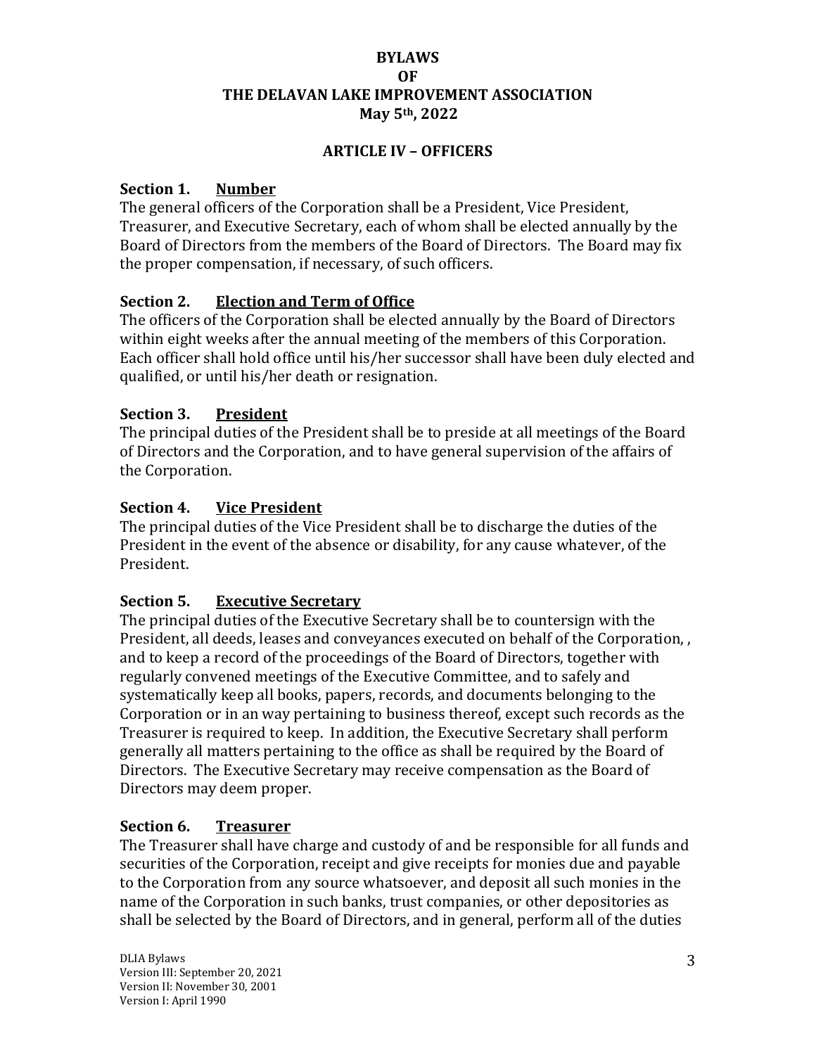**BYLAWS**
**OF**
**THE DELAVAN LAKE IMPROVEMENT ASSOCIATION**
**May 5th, 2022**

## ARTICLE IV – OFFICERS

### Section 1. Number

The general officers of the Corporation shall be a President, Vice President, Treasurer, and Executive Secretary, each of whom shall be elected annually by the Board of Directors from the members of the Board of Directors. The Board may fix the proper compensation, if necessary, of such officers.

### Section 2. Election and Term of Office

The officers of the Corporation shall be elected annually by the Board of Directors within eight weeks after the annual meeting of the members of this Corporation. Each officer shall hold office until his/her successor shall have been duly elected and qualified, or until his/her death or resignation.

### Section 3. President

The principal duties of the President shall be to preside at all meetings of the Board of Directors and the Corporation, and to have general supervision of the affairs of the Corporation.

### Section 4. Vice President

The principal duties of the Vice President shall be to discharge the duties of the President in the event of the absence or disability, for any cause whatever, of the President.

### Section 5. Executive Secretary

The principal duties of the Executive Secretary shall be to countersign with the President, all deeds, leases and conveyances executed on behalf of the Corporation, , and to keep a record of the proceedings of the Board of Directors, together with regularly convened meetings of the Executive Committee, and to safely and systematically keep all books, papers, records, and documents belonging to the Corporation or in an way pertaining to business thereof, except such records as the Treasurer is required to keep. In addition, the Executive Secretary shall perform generally all matters pertaining to the office as shall be required by the Board of Directors. The Executive Secretary may receive compensation as the Board of Directors may deem proper.

### Section 6. Treasurer

The Treasurer shall have charge and custody of and be responsible for all funds and securities of the Corporation, receipt and give receipts for monies due and payable to the Corporation from any source whatsoever, and deposit all such monies in the name of the Corporation in such banks, trust companies, or other depositories as shall be selected by the Board of Directors, and in general, perform all of the duties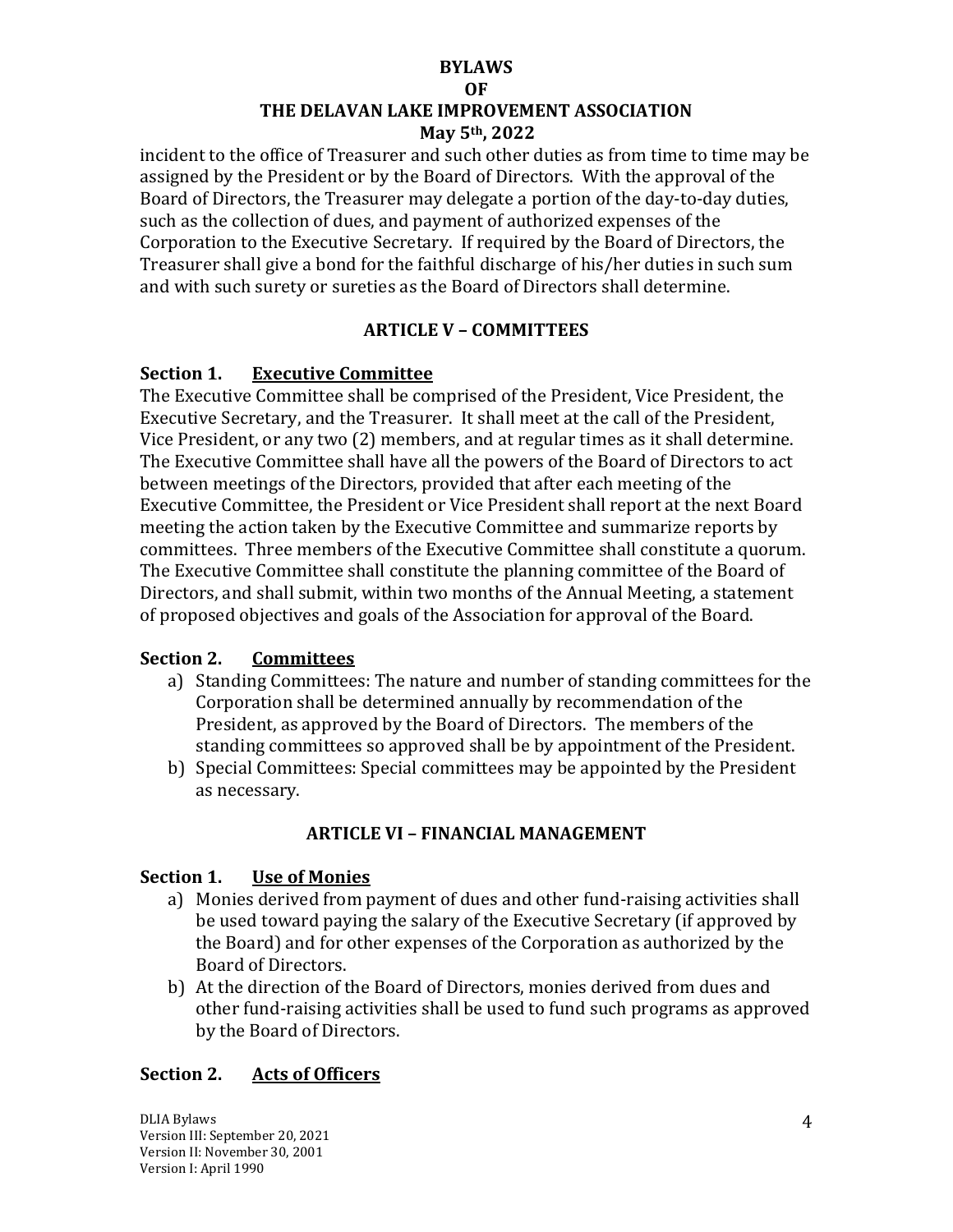incident to the office of Treasurer and such other duties as from time to time may be assigned by the President or by the Board of Directors. With the approval of the Board of Directors, the Treasurer may delegate a portion of the day-to-day duties, such as the collection of dues, and payment of authorized expenses of the Corporation to the Executive Secretary. If required by the Board of Directors, the Treasurer shall give a bond for the faithful discharge of his/her duties in such sum and with such surety or sureties as the Board of Directors shall determine.

## ARTICLE V – COMMITTEES

### Section 1. Executive Committee

The Executive Committee shall be comprised of the President, Vice President, the Executive Secretary, and the Treasurer. It shall meet at the call of the President, Vice President, or any two (2) members, and at regular times as it shall determine. The Executive Committee shall have all the powers of the Board of Directors to act between meetings of the Directors, provided that after each meeting of the Executive Committee, the President or Vice President shall report at the next Board meeting the action taken by the Executive Committee and summarize reports by committees. Three members of the Executive Committee shall constitute a quorum. The Executive Committee shall constitute the planning committee of the Board of Directors, and shall submit, within two months of the Annual Meeting, a statement of proposed objectives and goals of the Association for approval of the Board.

### Section 2. Committees

a) Standing Committees: The nature and number of standing committees for the Corporation shall be determined annually by recommendation of the President, as approved by the Board of Directors. The members of the standing committees so approved shall be by appointment of the President.
b) Special Committees: Special committees may be appointed by the President as necessary.

## ARTICLE VI – FINANCIAL MANAGEMENT

### Section 1. Use of Monies

a) Monies derived from payment of dues and other fund-raising activities shall be used toward paying the salary of the Executive Secretary (if approved by the Board) and for other expenses of the Corporation as authorized by the Board of Directors.
b) At the direction of the Board of Directors, monies derived from dues and other fund-raising activities shall be used to fund such programs as approved by the Board of Directors.

### Section 2. Acts of Officers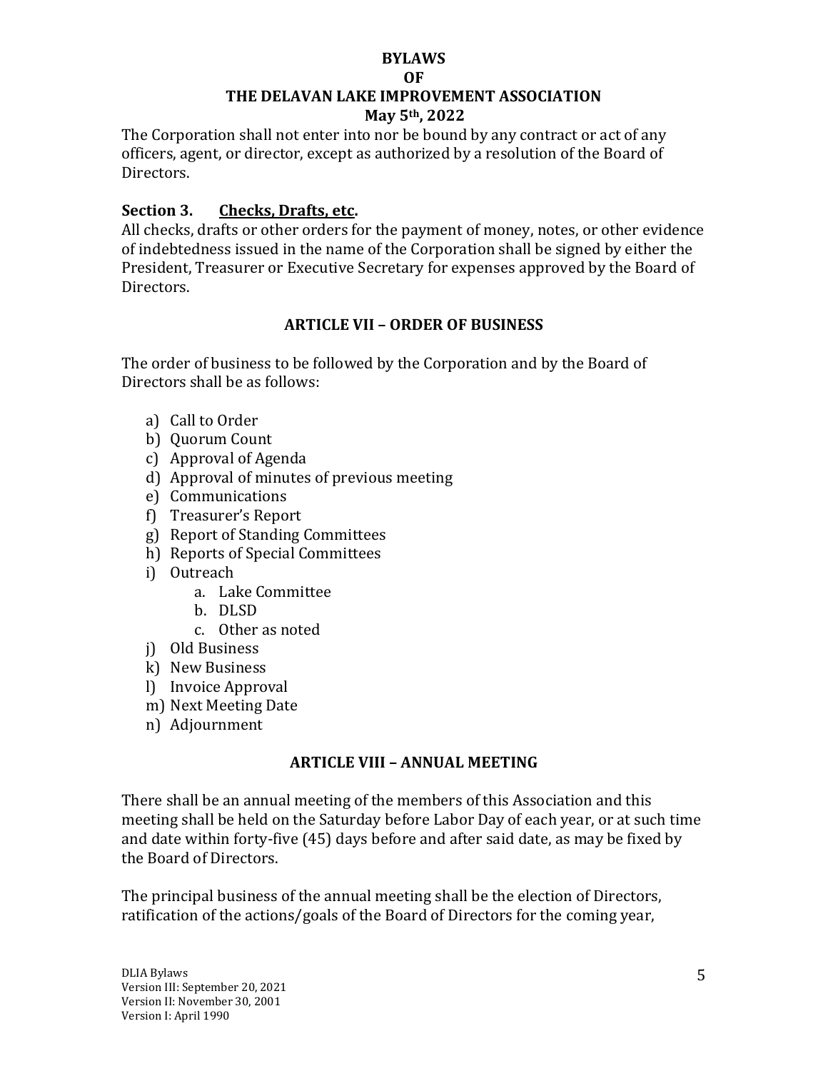The Corporation shall not enter into nor be bound by any contract or act of any officers, agent, or director, except as authorized by a resolution of the Board of Directors.

### Section 3. <u>Checks, Drafts, etc.</u>

All checks, drafts or other orders for the payment of money, notes, or other evidence of indebtedness issued in the name of the Corporation shall be signed by either the President, Treasurer or Executive Secretary for expenses approved by the Board of Directors.

## ARTICLE VII – ORDER OF BUSINESS

The order of business to be followed by the Corporation and by the Board of Directors shall be as follows:

a) Call to Order
b) Quorum Count
c) Approval of Agenda
d) Approval of minutes of previous meeting
e) Communications
f) Treasurer's Report
g) Report of Standing Committees
h) Reports of Special Committees
i) Outreach
    a. Lake Committee
    b. DLSD
    c. Other as noted
j) Old Business
k) New Business
l) Invoice Approval
m) Next Meeting Date
n) Adjournment

## ARTICLE VIII – ANNUAL MEETING

There shall be an annual meeting of the members of this Association and this meeting shall be held on the Saturday before Labor Day of each year, or at such time and date within forty-five (45) days before and after said date, as may be fixed by the Board of Directors.

The principal business of the annual meeting shall be the election of Directors, ratification of the actions/goals of the Board of Directors for the coming year,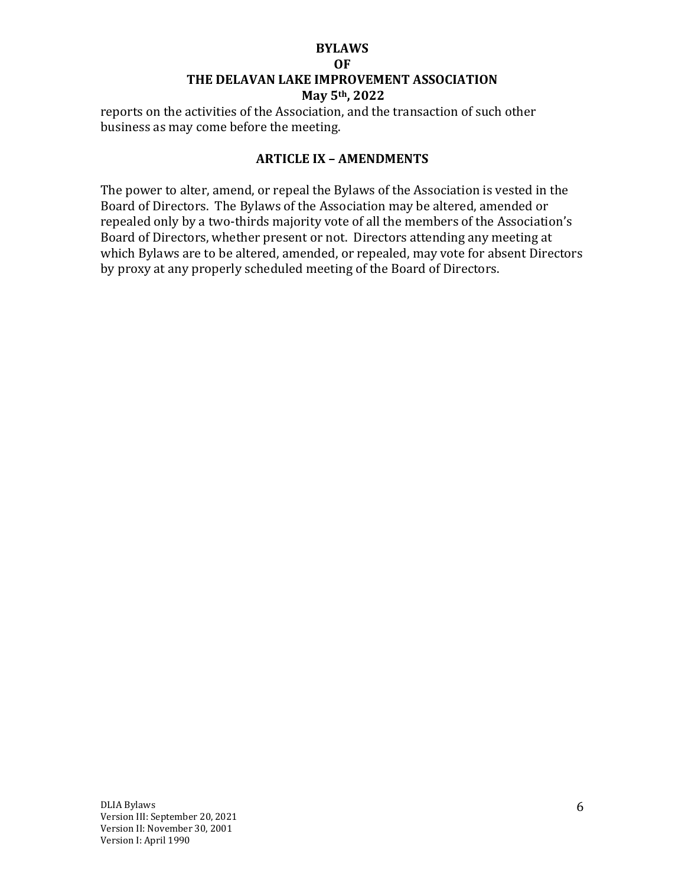reports on the activities of the Association, and the transaction of such other business as may come before the meeting.

## ARTICLE IX – AMENDMENTS

The power to alter, amend, or repeal the Bylaws of the Association is vested in the Board of Directors. The Bylaws of the Association may be altered, amended or repealed only by a two-thirds majority vote of all the members of the Association's Board of Directors, whether present or not. Directors attending any meeting at which Bylaws are to be altered, amended, or repealed, may vote for absent Directors by proxy at any properly scheduled meeting of the Board of Directors.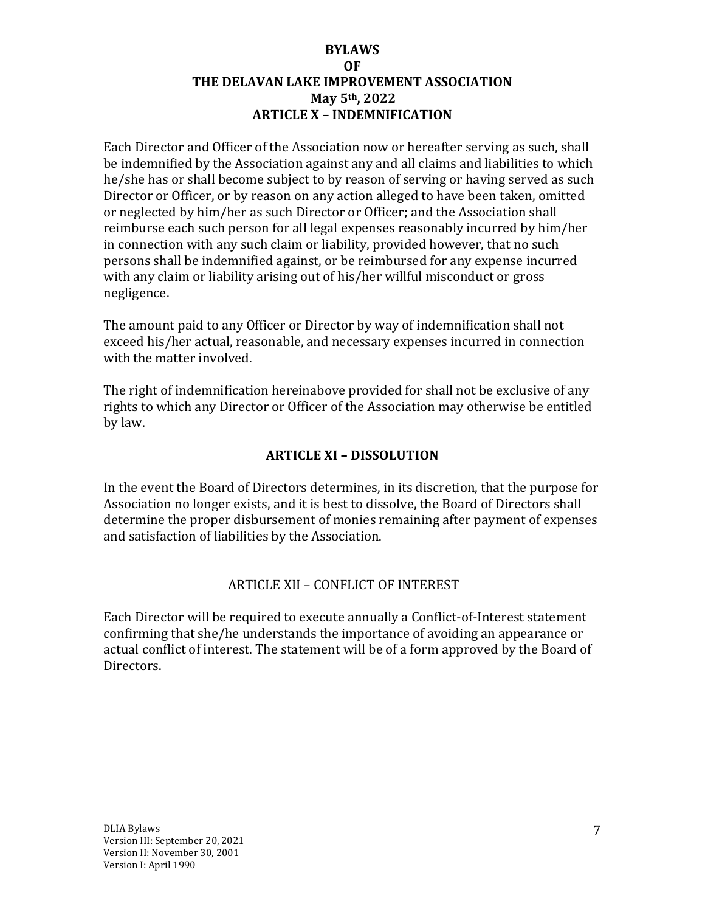**BYLAWS**
**OF**
**THE DELAVAN LAKE IMPROVEMENT ASSOCIATION**
**May 5th, 2022**

## ARTICLE X – INDEMNIFICATION

Each Director and Officer of the Association now or hereafter serving as such, shall be indemnified by the Association against any and all claims and liabilities to which he/she has or shall become subject to by reason of serving or having served as such Director or Officer, or by reason on any action alleged to have been taken, omitted or neglected by him/her as such Director or Officer; and the Association shall reimburse each such person for all legal expenses reasonably incurred by him/her in connection with any such claim or liability, provided however, that no such persons shall be indemnified against, or be reimbursed for any expense incurred with any claim or liability arising out of his/her willful misconduct or gross negligence.

The amount paid to any Officer or Director by way of indemnification shall not exceed his/her actual, reasonable, and necessary expenses incurred in connection with the matter involved.

The right of indemnification hereinabove provided for shall not be exclusive of any rights to which any Director or Officer of the Association may otherwise be entitled by law.

## ARTICLE XI – DISSOLUTION

In the event the Board of Directors determines, in its discretion, that the purpose for Association no longer exists, and it is best to dissolve, the Board of Directors shall determine the proper disbursement of monies remaining after payment of expenses and satisfaction of liabilities by the Association.

## ARTICLE XII – CONFLICT OF INTEREST

Each Director will be required to execute annually a Conflict-of-Interest statement confirming that she/he understands the importance of avoiding an appearance or actual conflict of interest. The statement will be of a form approved by the Board of Directors.

DLIA Bylaws
Version III: September 20, 2021
Version II: November 30, 2001
Version I: April 1990